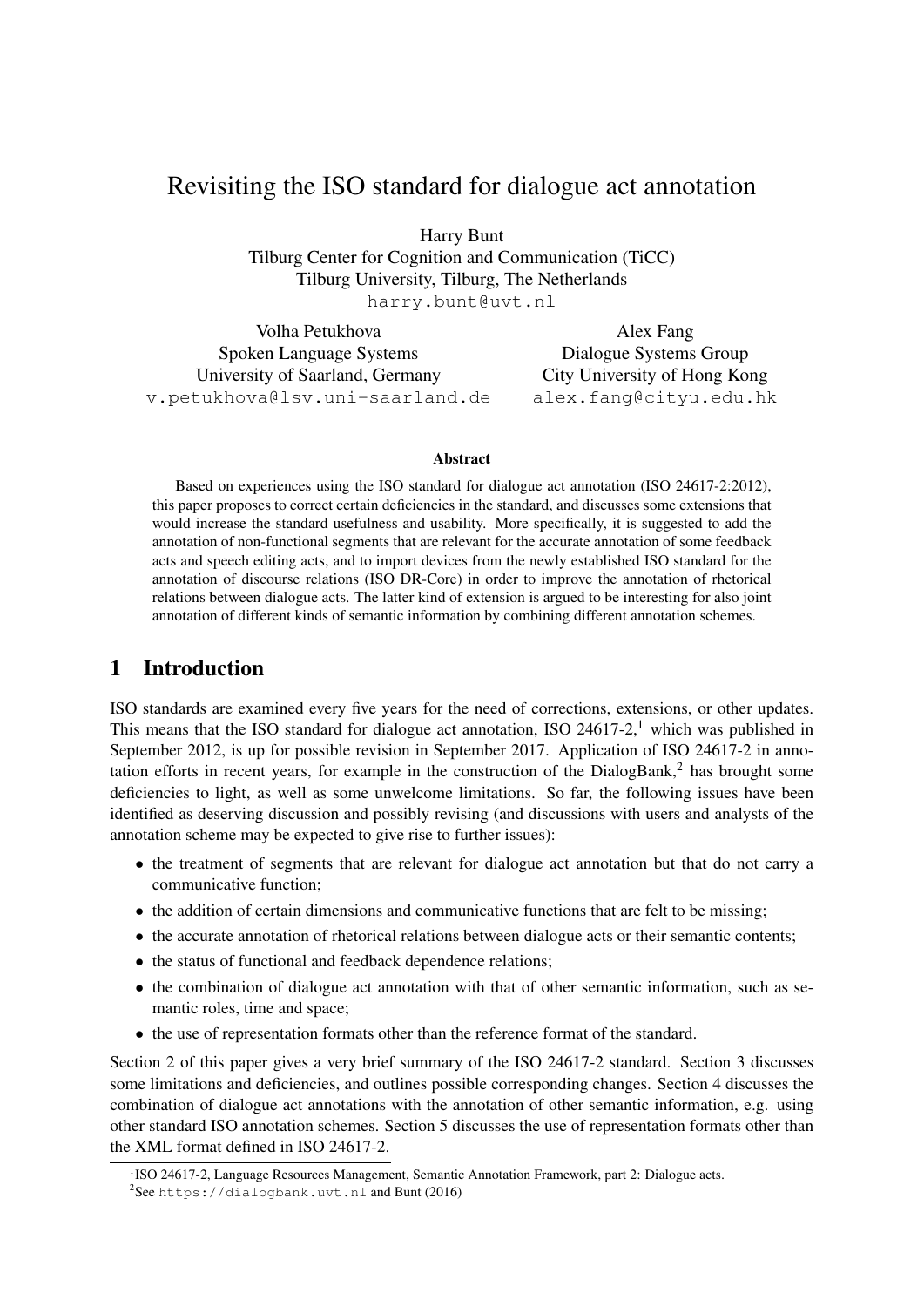# Revisiting the ISO standard for dialogue act annotation

Harry Bunt
Tilburg Center for Cognition and Communication (TiCC)
Tilburg University, Tilburg, The Netherlands
harry.bunt@uvt.nl

Volha Petukhova
Spoken Language Systems
University of Saarland, Germany
v.petukhova@lsv.uni-saarland.de

Alex Fang
Dialogue Systems Group
City University of Hong Kong
alex.fang@cityu.edu.hk

**Abstract**

Based on experiences using the ISO standard for dialogue act annotation (ISO 24617-2:2012), this paper proposes to correct certain deficiencies in the standard, and discusses some extensions that would increase the standard usefulness and usability. More specifically, it is suggested to add the annotation of non-functional segments that are relevant for the accurate annotation of some feedback acts and speech editing acts, and to import devices from the newly established ISO standard for the annotation of discourse relations (ISO DR-Core) in order to improve the annotation of rhetorical relations between dialogue acts. The latter kind of extension is argued to be interesting for also joint annotation of different kinds of semantic information by combining different annotation schemes.

## 1 Introduction

ISO standards are examined every five years for the need of corrections, extensions, or other updates. This means that the ISO standard for dialogue act annotation, ISO 24617-2,[1] which was published in September 2012, is up for possible revision in September 2017. Application of ISO 24617-2 in annotation efforts in recent years, for example in the construction of the DialogBank,[2] has brought some deficiencies to light, as well as some unwelcome limitations. So far, the following issues have been identified as deserving discussion and possibly revising (and discussions with users and analysts of the annotation scheme may be expected to give rise to further issues):

- the treatment of segments that are relevant for dialogue act annotation but that do not carry a communicative function;
- the addition of certain dimensions and communicative functions that are felt to be missing;
- the accurate annotation of rhetorical relations between dialogue acts or their semantic contents;
- the status of functional and feedback dependence relations;
- the combination of dialogue act annotation with that of other semantic information, such as semantic roles, time and space;
- the use of representation formats other than the reference format of the standard.

Section 2 of this paper gives a very brief summary of the ISO 24617-2 standard. Section 3 discusses some limitations and deficiencies, and outlines possible corresponding changes. Section 4 discusses the combination of dialogue act annotations with the annotation of other semantic information, e.g. using other standard ISO annotation schemes. Section 5 discusses the use of representation formats other than the XML format defined in ISO 24617-2.

[1] ISO 24617-2, Language Resources Management, Semantic Annotation Framework, part 2: Dialogue acts.

[2] See https://dialogbank.uvt.nl and Bunt (2016)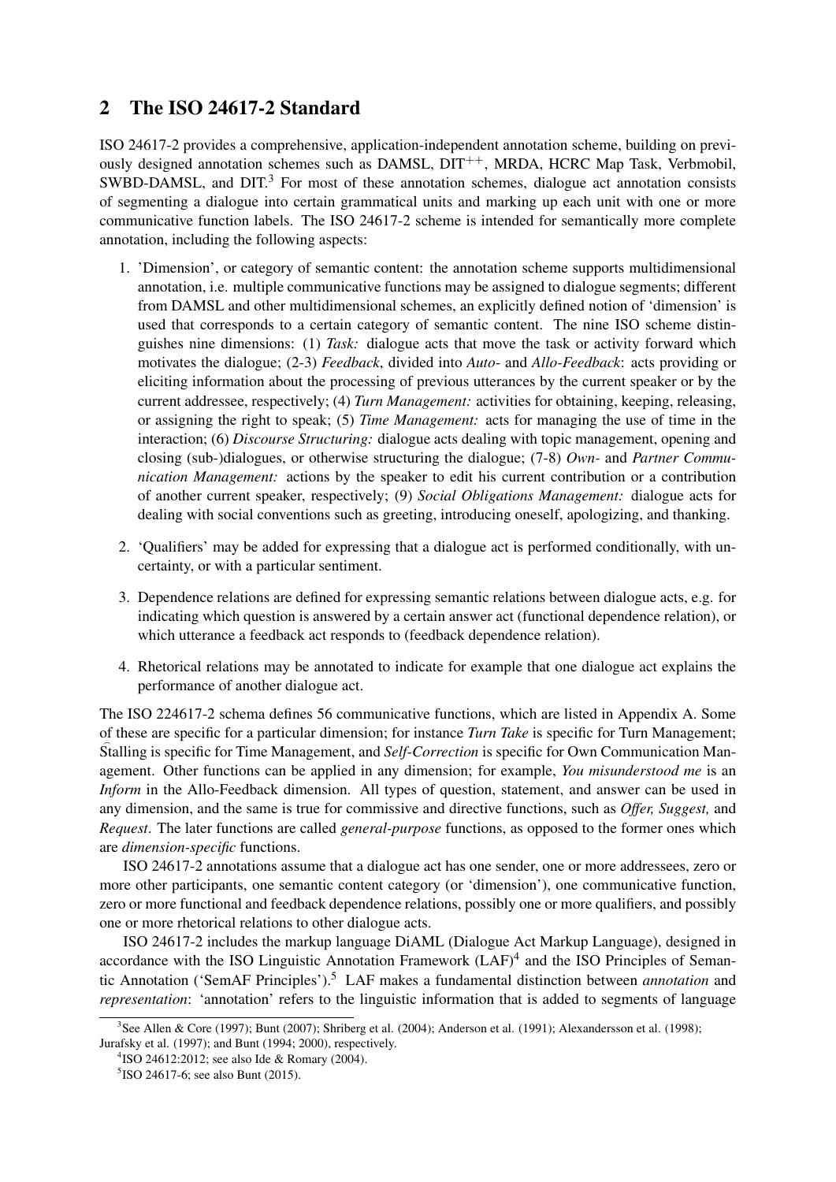## 2 The ISO 24617-2 Standard

ISO 24617-2 provides a comprehensive, application-independent annotation scheme, building on previously designed annotation schemes such as DAMSL, DIT$^{++}$, MRDA, HCRC Map Task, Verbmobil, SWBD-DAMSL, and DIT.[3] For most of these annotation schemes, dialogue act annotation consists of segmenting a dialogue into certain grammatical units and marking up each unit with one or more communicative function labels. The ISO 24617-2 scheme is intended for semantically more complete annotation, including the following aspects:

1. 'Dimension', or category of semantic content: the annotation scheme supports multidimensional annotation, i.e. multiple communicative functions may be assigned to dialogue segments; different from DAMSL and other multidimensional schemes, an explicitly defined notion of 'dimension' is used that corresponds to a certain category of semantic content. The nine ISO scheme distinguishes nine dimensions: (1) *Task:* dialogue acts that move the task or activity forward which motivates the dialogue; (2-3) *Feedback*, divided into *Auto-* and *Allo-Feedback*: acts providing or eliciting information about the processing of previous utterances by the current speaker or by the current addressee, respectively; (4) *Turn Management:* activities for obtaining, keeping, releasing, or assigning the right to speak; (5) *Time Management:* acts for managing the use of time in the interaction; (6) *Discourse Structuring:* dialogue acts dealing with topic management, opening and closing (sub-)dialogues, or otherwise structuring the dialogue; (7-8) *Own-* and *Partner Communication Management:* actions by the speaker to edit his current contribution or a contribution of another current speaker, respectively; (9) *Social Obligations Management:* dialogue acts for dealing with social conventions such as greeting, introducing oneself, apologizing, and thanking.

2. 'Qualifiers' may be added for expressing that a dialogue act is performed conditionally, with uncertainty, or with a particular sentiment.

3. Dependence relations are defined for expressing semantic relations between dialogue acts, e.g. for indicating which question is answered by a certain answer act (functional dependence relation), or which utterance a feedback act responds to (feedback dependence relation).

4. Rhetorical relations may be annotated to indicate for example that one dialogue act explains the performance of another dialogue act.

The ISO 224617-2 schema defines 56 communicative functions, which are listed in Appendix A. Some of these are specific for a particular dimension; for instance *Turn Take* is specific for Turn Management; Stalling is specific for Time Management, and *Self-Correction* is specific for Own Communication Management. Other functions can be applied in any dimension; for example, *You misunderstood me* is an *Inform* in the Allo-Feedback dimension. All types of question, statement, and answer can be used in any dimension, and the same is true for commissive and directive functions, such as *Offer, Suggest,* and *Request*. The later functions are called *general-purpose* functions, as opposed to the former ones which are *dimension-specific* functions.

ISO 24617-2 annotations assume that a dialogue act has one sender, one or more addressees, zero or more other participants, one semantic content category (or 'dimension'), one communicative function, zero or more functional and feedback dependence relations, possibly one or more qualifiers, and possibly one or more rhetorical relations to other dialogue acts.

ISO 24617-2 includes the markup language DiAML (Dialogue Act Markup Language), designed in accordance with the ISO Linguistic Annotation Framework (LAF)[4] and the ISO Principles of Semantic Annotation ('SemAF Principles').[5] LAF makes a fundamental distinction between *annotation* and *representation*: 'annotation' refers to the linguistic information that is added to segments of language

---

[3] See Allen & Core (1997); Bunt (2007); Shriberg et al. (2004); Anderson et al. (1991); Alexandersson et al. (1998); Jurafsky et al. (1997); and Bunt (1994; 2000), respectively.

[4] ISO 24612:2012; see also Ide & Romary (2004).

[5] ISO 24617-6; see also Bunt (2015).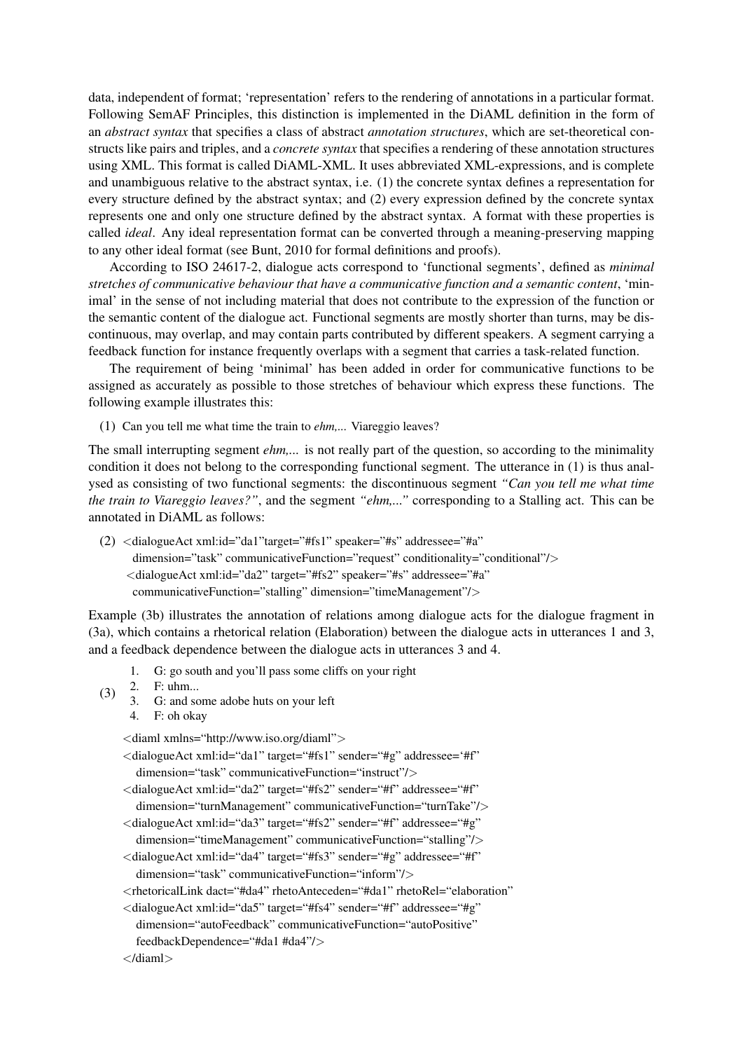data, independent of format; 'representation' refers to the rendering of annotations in a particular format. Following SemAF Principles, this distinction is implemented in the DiAML definition in the form of an *abstract syntax* that specifies a class of abstract *annotation structures*, which are set-theoretical constructs like pairs and triples, and a *concrete syntax* that specifies a rendering of these annotation structures using XML. This format is called DiAML-XML. It uses abbreviated XML-expressions, and is complete and unambiguous relative to the abstract syntax, i.e. (1) the concrete syntax defines a representation for every structure defined by the abstract syntax; and (2) every expression defined by the concrete syntax represents one and only one structure defined by the abstract syntax. A format with these properties is called *ideal*. Any ideal representation format can be converted through a meaning-preserving mapping to any other ideal format (see Bunt, 2010 for formal definitions and proofs).

According to ISO 24617-2, dialogue acts correspond to 'functional segments', defined as *minimal stretches of communicative behaviour that have a communicative function and a semantic content*, 'minimal' in the sense of not including material that does not contribute to the expression of the function or the semantic content of the dialogue act. Functional segments are mostly shorter than turns, may be discontinuous, may overlap, and may contain parts contributed by different speakers. A segment carrying a feedback function for instance frequently overlaps with a segment that carries a task-related function.

The requirement of being 'minimal' has been added in order for communicative functions to be assigned as accurately as possible to those stretches of behaviour which express these functions. The following example illustrates this:

(1) Can you tell me what time the train to *ehm,...* Viareggio leaves?

The small interrupting segment *ehm,...* is not really part of the question, so according to the minimality condition it does not belong to the corresponding functional segment. The utterance in (1) is thus analysed as consisting of two functional segments: the discontinuous segment *"Can you tell me what time the train to Viareggio leaves?"*, and the segment *"ehm,..."* corresponding to a Stalling act. This can be annotated in DiAML as follows:

```
(2) <dialogueAct xml:id="da1"target="#fs1" speaker="#s" addressee="#a"
       dimension="task" communicativeFunction="request" conditionality="conditional"/>
    <dialogueAct xml:id="da2" target="#fs2" speaker="#s" addressee="#a"
       communicativeFunction="stalling" dimension="timeManagement"/>
```

Example (3b) illustrates the annotation of relations among dialogue acts for the dialogue fragment in (3a), which contains a rhetorical relation (Elaboration) between the dialogue acts in utterances 1 and 3, and a feedback dependence between the dialogue acts in utterances 3 and 4.

(3)
1. G: go south and you'll pass some cliffs on your right
2. F: uhm...
3. G: and some adobe huts on your left
4. F: oh okay

```
<diaml xmlns="http://www.iso.org/diaml">
<dialogueAct xml:id="da1" target="#fs1" sender="#g" addressee='#f"
   dimension="task" communicativeFunction="instruct"/>
<dialogueAct xml:id="da2" target="#fs2" sender="#f" addressee="#f"
   dimension="turnManagement" communicativeFunction="turnTake"/>
<dialogueAct xml:id="da3" target="#fs2" sender="#f" addressee="#g"
   dimension="timeManagement" communicativeFunction="stalling"/>
<dialogueAct xml:id="da4" target="#fs3" sender="#g" addressee="#f"
   dimension="task" communicativeFunction="inform"/>
<rhetoricalLink dact="#da4" rhetoAnteceden="#da1" rhetoRel="elaboration"
<dialogueAct xml:id="da5" target="#fs4" sender="#f" addressee="#g"
   dimension="autoFeedback" communicativeFunction="autoPositive"
   feedbackDependence="#da1 #da4"/>
</diaml>
```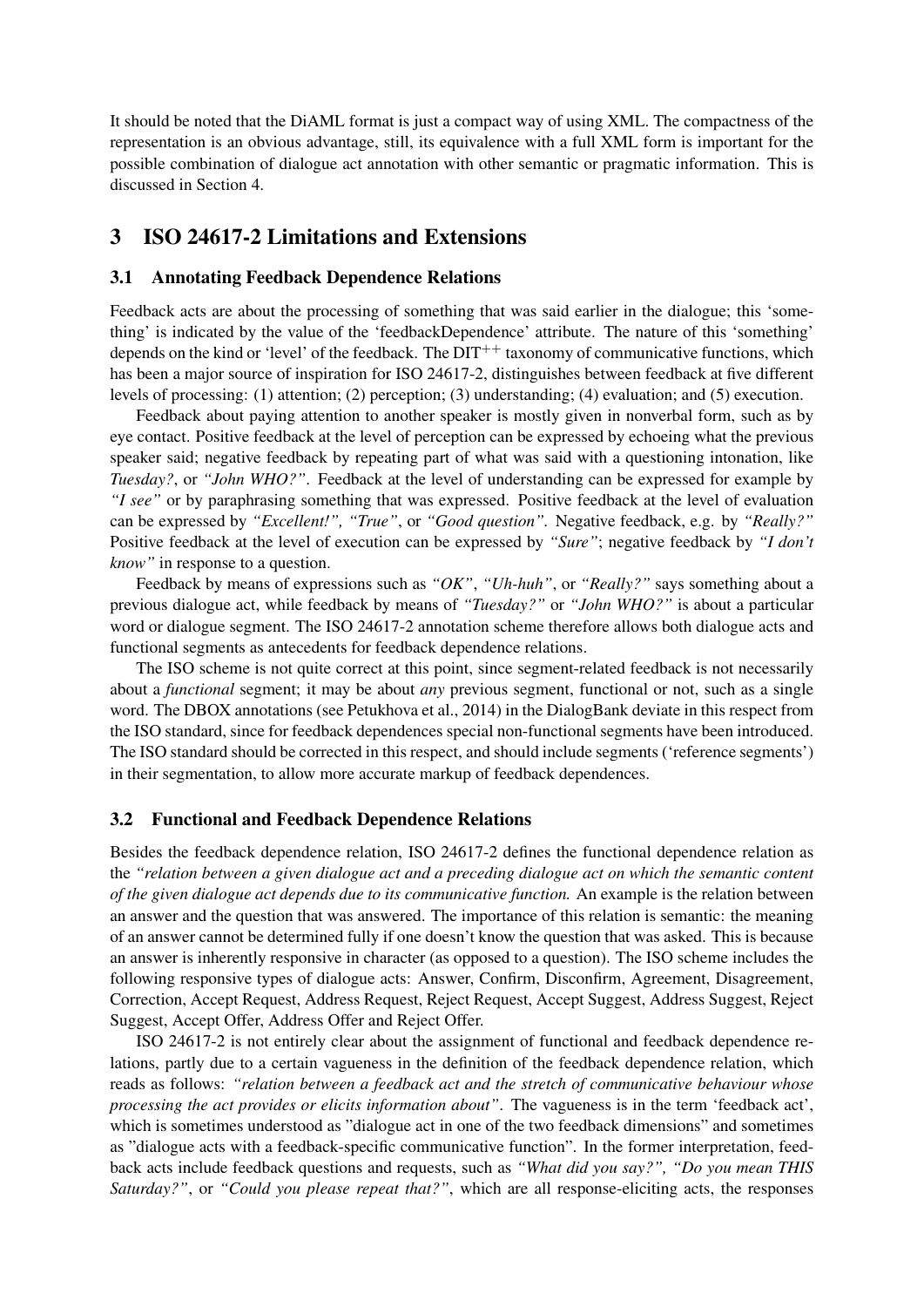It should be noted that the DiAML format is just a compact way of using XML. The compactness of the representation is an obvious advantage, still, its equivalence with a full XML form is important for the possible combination of dialogue act annotation with other semantic or pragmatic information. This is discussed in Section 4.

# 3 ISO 24617-2 Limitations and Extensions

## 3.1 Annotating Feedback Dependence Relations

Feedback acts are about the processing of something that was said earlier in the dialogue; this 'something' is indicated by the value of the 'feedbackDependence' attribute. The nature of this 'something' depends on the kind or 'level' of the feedback. The DIT$^{++}$ taxonomy of communicative functions, which has been a major source of inspiration for ISO 24617-2, distinguishes between feedback at five different levels of processing: (1) attention; (2) perception; (3) understanding; (4) evaluation; and (5) execution.

Feedback about paying attention to another speaker is mostly given in nonverbal form, such as by eye contact. Positive feedback at the level of perception can be expressed by echoeing what the previous speaker said; negative feedback by repeating part of what was said with a questioning intonation, like *Tuesday?*, or *"John WHO?"*. Feedback at the level of understanding can be expressed for example by *"I see"* or by paraphrasing something that was expressed. Positive feedback at the level of evaluation can be expressed by *"Excellent!", "True"*, or *"Good question"*. Negative feedback, e.g. by *"Really?"* Positive feedback at the level of execution can be expressed by *"Sure"*; negative feedback by *"I don't know"* in response to a question.

Feedback by means of expressions such as *"OK"*, *"Uh-huh"*, or *"Really?"* says something about a previous dialogue act, while feedback by means of *"Tuesday?"* or *"John WHO?"* is about a particular word or dialogue segment. The ISO 24617-2 annotation scheme therefore allows both dialogue acts and functional segments as antecedents for feedback dependence relations.

The ISO scheme is not quite correct at this point, since segment-related feedback is not necessarily about a *functional* segment; it may be about *any* previous segment, functional or not, such as a single word. The DBOX annotations (see Petukhova et al., 2014) in the DialogBank deviate in this respect from the ISO standard, since for feedback dependences special non-functional segments have been introduced. The ISO standard should be corrected in this respect, and should include segments ('reference segments') in their segmentation, to allow more accurate markup of feedback dependences.

## 3.2 Functional and Feedback Dependence Relations

Besides the feedback dependence relation, ISO 24617-2 defines the functional dependence relation as the *"relation between a given dialogue act and a preceding dialogue act on which the semantic content of the given dialogue act depends due to its communicative function.* An example is the relation between an answer and the question that was answered. The importance of this relation is semantic: the meaning of an answer cannot be determined fully if one doesn't know the question that was asked. This is because an answer is inherently responsive in character (as opposed to a question). The ISO scheme includes the following responsive types of dialogue acts: Answer, Confirm, Disconfirm, Agreement, Disagreement, Correction, Accept Request, Address Request, Reject Request, Accept Suggest, Address Suggest, Reject Suggest, Accept Offer, Address Offer and Reject Offer.

ISO 24617-2 is not entirely clear about the assignment of functional and feedback dependence relations, partly due to a certain vagueness in the definition of the feedback dependence relation, which reads as follows: *"relation between a feedback act and the stretch of communicative behaviour whose processing the act provides or elicits information about"*. The vagueness is in the term 'feedback act', which is sometimes understood as "dialogue act in one of the two feedback dimensions" and sometimes as "dialogue acts with a feedback-specific communicative function". In the former interpretation, feedback acts include feedback questions and requests, such as *"What did you say?", "Do you mean THIS Saturday?"*, or *"Could you please repeat that?"*, which are all response-eliciting acts, the responses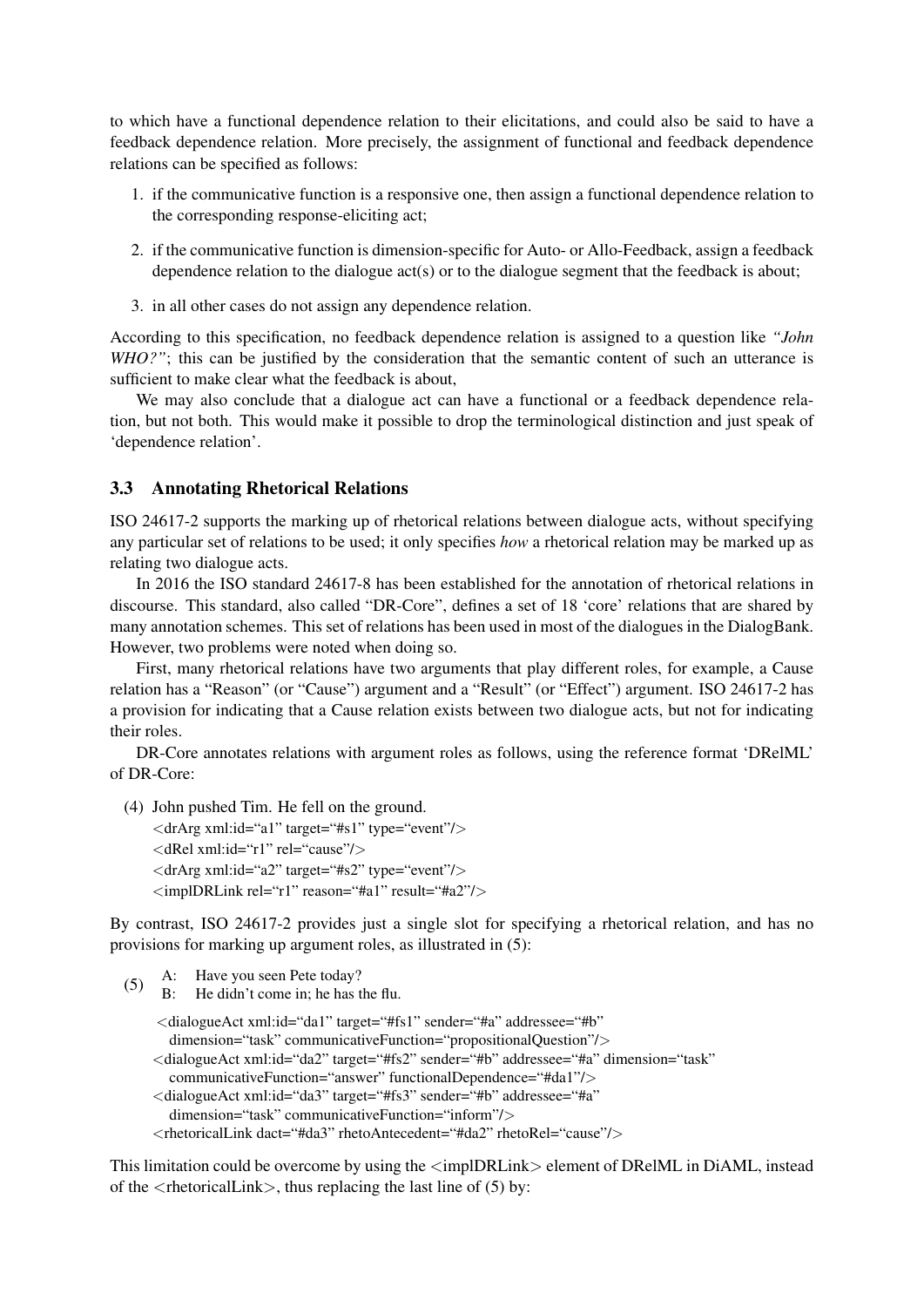to which have a functional dependence relation to their elicitations, and could also be said to have a feedback dependence relation. More precisely, the assignment of functional and feedback dependence relations can be specified as follows:

1. if the communicative function is a responsive one, then assign a functional dependence relation to the corresponding response-eliciting act;
2. if the communicative function is dimension-specific for Auto- or Allo-Feedback, assign a feedback dependence relation to the dialogue act(s) or to the dialogue segment that the feedback is about;
3. in all other cases do not assign any dependence relation.

According to this specification, no feedback dependence relation is assigned to a question like *"John WHO?"*; this can be justified by the consideration that the semantic content of such an utterance is sufficient to make clear what the feedback is about,

We may also conclude that a dialogue act can have a functional or a feedback dependence relation, but not both. This would make it possible to drop the terminological distinction and just speak of 'dependence relation'.

### 3.3 Annotating Rhetorical Relations

ISO 24617-2 supports the marking up of rhetorical relations between dialogue acts, without specifying any particular set of relations to be used; it only specifies *how* a rhetorical relation may be marked up as relating two dialogue acts.

In 2016 the ISO standard 24617-8 has been established for the annotation of rhetorical relations in discourse. This standard, also called "DR-Core", defines a set of 18 'core' relations that are shared by many annotation schemes. This set of relations has been used in most of the dialogues in the DialogBank. However, two problems were noted when doing so.

First, many rhetorical relations have two arguments that play different roles, for example, a Cause relation has a "Reason" (or "Cause") argument and a "Result" (or "Effect") argument. ISO 24617-2 has a provision for indicating that a Cause relation exists between two dialogue acts, but not for indicating their roles.

DR-Core annotates relations with argument roles as follows, using the reference format 'DRelML' of DR-Core:

(4) John pushed Tim. He fell on the ground.

```
<drArg xml:id="a1" target="#s1" type="event"/>
<dRel xml:id="r1" rel="cause"/>
<drArg xml:id="a2" target="#s2" type="event"/>
<implDRLink rel="r1" reason="#a1" result="#a2"/>
```

By contrast, ISO 24617-2 provides just a single slot for specifying a rhetorical relation, and has no provisions for marking up argument roles, as illustrated in (5):

(5) A: Have you seen Pete today?
B: He didn't come in; he has the flu.

```
<dialogueAct xml:id="da1" target="#fs1" sender="#a" addressee="#b"
   dimension="task" communicativeFunction="propositionalQuestion"/>
<dialogueAct xml:id="da2" target="#fs2" sender="#b" addressee="#a" dimension="task"
   communicativeFunction="answer" functionalDependence="#da1"/>
<dialogueAct xml:id="da3" target="#fs3" sender="#b" addressee="#a"
   dimension="task" communicativeFunction="inform"/>
<rhetoricalLink dact="#da3" rhetoAntecedent="#da2" rhetoRel="cause"/>
```

This limitation could be overcome by using the <implDRLink> element of DRelML in DiAML, instead of the <rhetoricalLink>, thus replacing the last line of (5) by: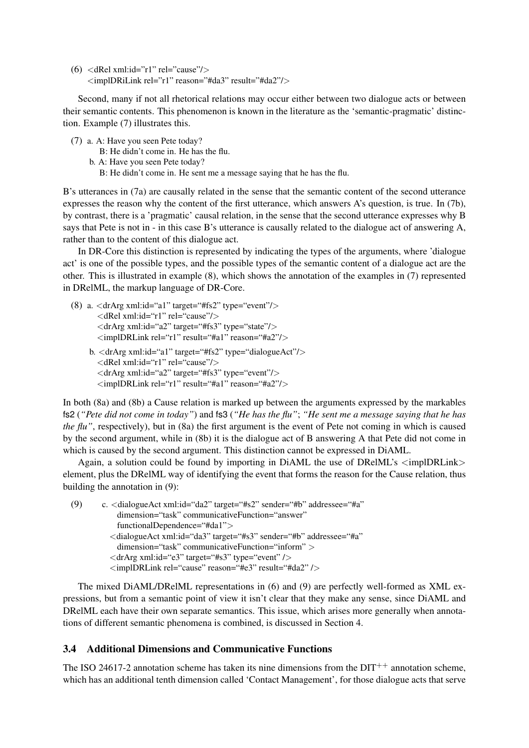(6) <dRel xml:id="r1" rel="cause"/>
<implDRiLink rel="r1" reason="#da3" result="#da2"/>

Second, many if not all rhetorical relations may occur either between two dialogue acts or between their semantic contents. This phenomenon is known in the literature as the 'semantic-pragmatic' distinction. Example (7) illustrates this.

(7) a. A: Have you seen Pete today?
B: He didn't come in. He has the flu.
b. A: Have you seen Pete today?
B: He didn't come in. He sent me a message saying that he has the flu.

B's utterances in (7a) are causally related in the sense that the semantic content of the second utterance expresses the reason why the content of the first utterance, which answers A's question, is true. In (7b), by contrast, there is a 'pragmatic' causal relation, in the sense that the second utterance expresses why B says that Pete is not in - in this case B's utterance is causally related to the dialogue act of answering A, rather than to the content of this dialogue act.

In DR-Core this distinction is represented by indicating the types of the arguments, where 'dialogue act' is one of the possible types, and the possible types of the semantic content of a dialogue act are the other. This is illustrated in example (8), which shows the annotation of the examples in (7) represented in DRelML, the markup language of DR-Core.

(8) a. <drArg xml:id="a1" target="#fs2" type="event"/>
<dRel xml:id="r1" rel="cause"/>
<drArg xml:id="a2" target="#fs3" type="state"/>
<implDRLink rel="r1" result="#a1" reason="#a2"/>

b. <drArg xml:id="a1" target="#fs2" type="dialogueAct"/>
<dRel xml:id="r1" rel="cause"/>
<drArg xml:id="a2" target="#fs3" type="event"/>
<implDRLink rel="r1" result="#a1" reason="#a2"/>

In both (8a) and (8b) a Cause relation is marked up between the arguments expressed by the markables fs2 (*"Pete did not come in today"*) and fs3 (*"He has the flu"*; *"He sent me a message saying that he has the flu"*, respectively), but in (8a) the first argument is the event of Pete not coming in which is caused by the second argument, while in (8b) it is the dialogue act of B answering A that Pete did not come in which is caused by the second argument. This distinction cannot be expressed in DiAML.

Again, a solution could be found by importing in DiAML the use of DRelML's <implDRLink> element, plus the DRelML way of identifying the event that forms the reason for the Cause relation, thus building the annotation in (9):

(9) c. <dialogueAct xml:id="da2" target="#s2" sender="#b" addressee="#a"
dimension="task" communicativeFunction="answer"
functionalDependence="#da1">
<dialogueAct xml:id="da3" target="#s3" sender="#b" addressee="#a"
dimension="task" communicativeFunction="inform" >
<drArg xml:id="e3" target="#s3" type="event" />
<implDRLink rel="cause" reason="#e3" result="#da2" />

The mixed DiAML/DRelML representations in (6) and (9) are perfectly well-formed as XML expressions, but from a semantic point of view it isn't clear that they make any sense, since DiAML and DRelML each have their own separate semantics. This issue, which arises more generally when annotations of different semantic phenomena is combined, is discussed in Section 4.

### 3.4 Additional Dimensions and Communicative Functions

The ISO 24617-2 annotation scheme has taken its nine dimensions from the DIT$^{++}$ annotation scheme, which has an additional tenth dimension called 'Contact Management', for those dialogue acts that serve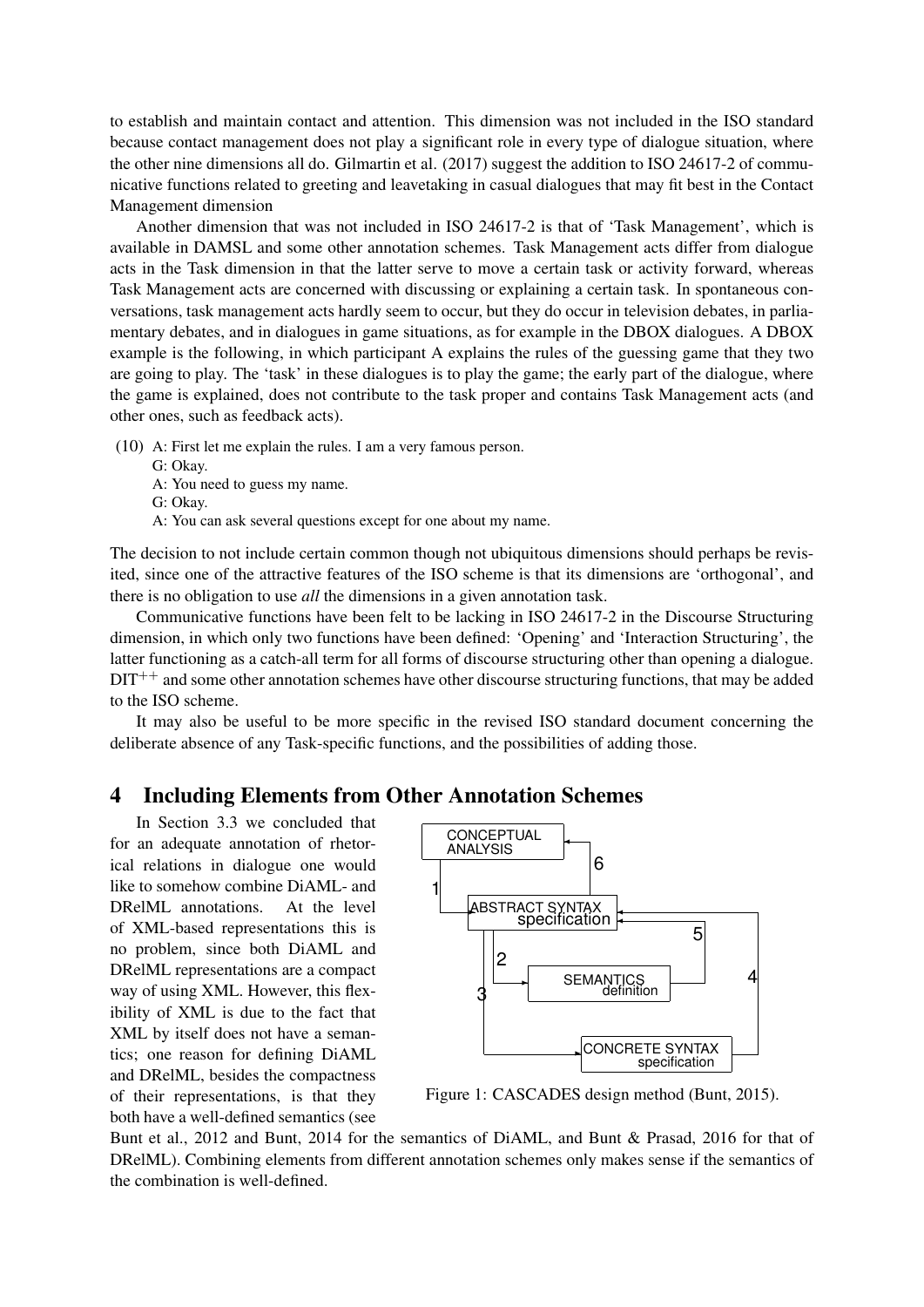to establish and maintain contact and attention. This dimension was not included in the ISO standard because contact management does not play a significant role in every type of dialogue situation, where the other nine dimensions all do. Gilmartin et al. (2017) suggest the addition to ISO 24617-2 of communicative functions related to greeting and leavetaking in casual dialogues that may fit best in the Contact Management dimension

Another dimension that was not included in ISO 24617-2 is that of 'Task Management', which is available in DAMSL and some other annotation schemes. Task Management acts differ from dialogue acts in the Task dimension in that the latter serve to move a certain task or activity forward, whereas Task Management acts are concerned with discussing or explaining a certain task. In spontaneous conversations, task management acts hardly seem to occur, but they do occur in television debates, in parliamentary debates, and in dialogues in game situations, as for example in the DBOX dialogues. A DBOX example is the following, in which participant A explains the rules of the guessing game that they two are going to play. The 'task' in these dialogues is to play the game; the early part of the dialogue, where the game is explained, does not contribute to the task proper and contains Task Management acts (and other ones, such as feedback acts).

(10) A: First let me explain the rules. I am a very famous person.
G: Okay.
A: You need to guess my name.
G: Okay.
A: You can ask several questions except for one about my name.

The decision to not include certain common though not ubiquitous dimensions should perhaps be revisited, since one of the attractive features of the ISO scheme is that its dimensions are 'orthogonal', and there is no obligation to use *all* the dimensions in a given annotation task.

Communicative functions have been felt to be lacking in ISO 24617-2 in the Discourse Structuring dimension, in which only two functions have been defined: 'Opening' and 'Interaction Structuring', the latter functioning as a catch-all term for all forms of discourse structuring other than opening a dialogue. DIT$^{++}$ and some other annotation schemes have other discourse structuring functions, that may be added to the ISO scheme.

It may also be useful to be more specific in the revised ISO standard document concerning the deliberate absence of any Task-specific functions, and the possibilities of adding those.

## 4 Including Elements from Other Annotation Schemes

In Section 3.3 we concluded that for an adequate annotation of rhetorical relations in dialogue one would like to somehow combine DiAML- and DRelML annotations. At the level of XML-based representations this is no problem, since both DiAML and DRelML representations are a compact way of using XML. However, this flexibility of XML is due to the fact that XML by itself does not have a semantics; one reason for defining DiAML and DRelML, besides the compactness of their representations, is that they both have a well-defined semantics (see Bunt et al., 2012 and Bunt, 2014 for the semantics of DiAML, and Bunt & Prasad, 2016 for that of DRelML). Combining elements from different annotation schemes only makes sense if the semantics of the combination is well-defined.

Figure 1: CASCADES design method (Bunt, 2015).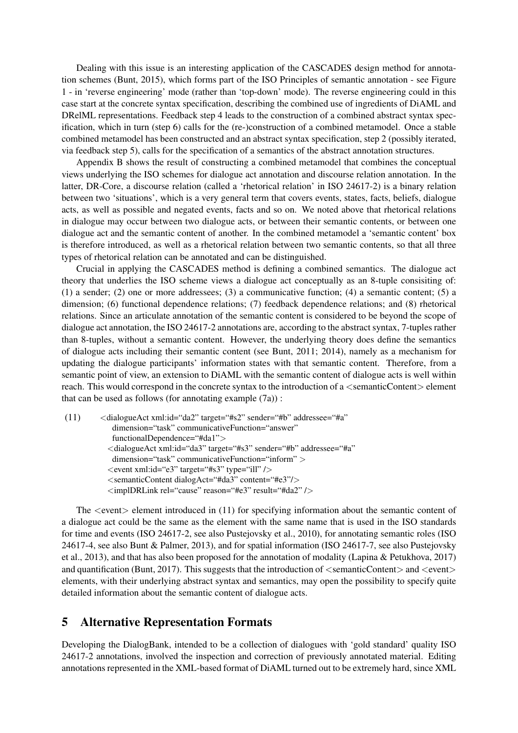Dealing with this issue is an interesting application of the CASCADES design method for annotation schemes (Bunt, 2015), which forms part of the ISO Principles of semantic annotation - see Figure 1 - in 'reverse engineering' mode (rather than 'top-down' mode). The reverse engineering could in this case start at the concrete syntax specification, describing the combined use of ingredients of DiAML and DRelML representations. Feedback step 4 leads to the construction of a combined abstract syntax specification, which in turn (step 6) calls for the (re-)construction of a combined metamodel. Once a stable combined metamodel has been constructed and an abstract syntax specification, step 2 (possibly iterated, via feedback step 5), calls for the specification of a semantics of the abstract annotation structures.

Appendix B shows the result of constructing a combined metamodel that combines the conceptual views underlying the ISO schemes for dialogue act annotation and discourse relation annotation. In the latter, DR-Core, a discourse relation (called a 'rhetorical relation' in ISO 24617-2) is a binary relation between two 'situations', which is a very general term that covers events, states, facts, beliefs, dialogue acts, as well as possible and negated events, facts and so on. We noted above that rhetorical relations in dialogue may occur between two dialogue acts, or between their semantic contents, or between one dialogue act and the semantic content of another. In the combined metamodel a 'semantic content' box is therefore introduced, as well as a rhetorical relation between two semantic contents, so that all three types of rhetorical relation can be annotated and can be distinguished.

Crucial in applying the CASCADES method is defining a combined semantics. The dialogue act theory that underlies the ISO scheme views a dialogue act conceptually as an 8-tuple consisiting of: (1) a sender; (2) one or more addressees; (3) a communicative function; (4) a semantic content; (5) a dimension; (6) functional dependence relations; (7) feedback dependence relations; and (8) rhetorical relations. Since an articulate annotation of the semantic content is considered to be beyond the scope of dialogue act annotation, the ISO 24617-2 annotations are, according to the abstract syntax, 7-tuples rather than 8-tuples, without a semantic content. However, the underlying theory does define the semantics of dialogue acts including their semantic content (see Bunt, 2011; 2014), namely as a mechanism for updating the dialogue participants' information states with that semantic content. Therefore, from a semantic point of view, an extension to DiAML with the semantic content of dialogue acts is well within reach. This would correspond in the concrete syntax to the introduction of a <semanticContent> element that can be used as follows (for annotating example (7a)) :

(11)
```
<dialogueAct xml:id="da2" target="#s2" sender="#b" addressee="#a"
  dimension="task" communicativeFunction="answer"
  functionalDependence="#da1">
<dialogueAct xml:id="da3" target="#s3" sender="#b" addressee="#a"
  dimension="task" communicativeFunction="inform" >
<event xml:id="e3" target="#s3" type="ill" />
<semanticContent dialogAct="#da3" content="#e3"/>
<implDRLink rel="cause" reason="#e3" result="#da2" />
```

The <event> element introduced in (11) for specifying information about the semantic content of a dialogue act could be the same as the element with the same name that is used in the ISO standards for time and events (ISO 24617-2, see also Pustejovsky et al., 2010), for annotating semantic roles (ISO 24617-4, see also Bunt & Palmer, 2013), and for spatial information (ISO 24617-7, see also Pustejovsky et al., 2013), and that has also been proposed for the annotation of modality (Lapina & Petukhova, 2017) and quantification (Bunt, 2017). This suggests that the introduction of <semanticContent> and <event> elements, with their underlying abstract syntax and semantics, may open the possibility to specify quite detailed information about the semantic content of dialogue acts.

## 5 Alternative Representation Formats

Developing the DialogBank, intended to be a collection of dialogues with 'gold standard' quality ISO 24617-2 annotations, involved the inspection and correction of previously annotated material. Editing annotations represented in the XML-based format of DiAML turned out to be extremely hard, since XML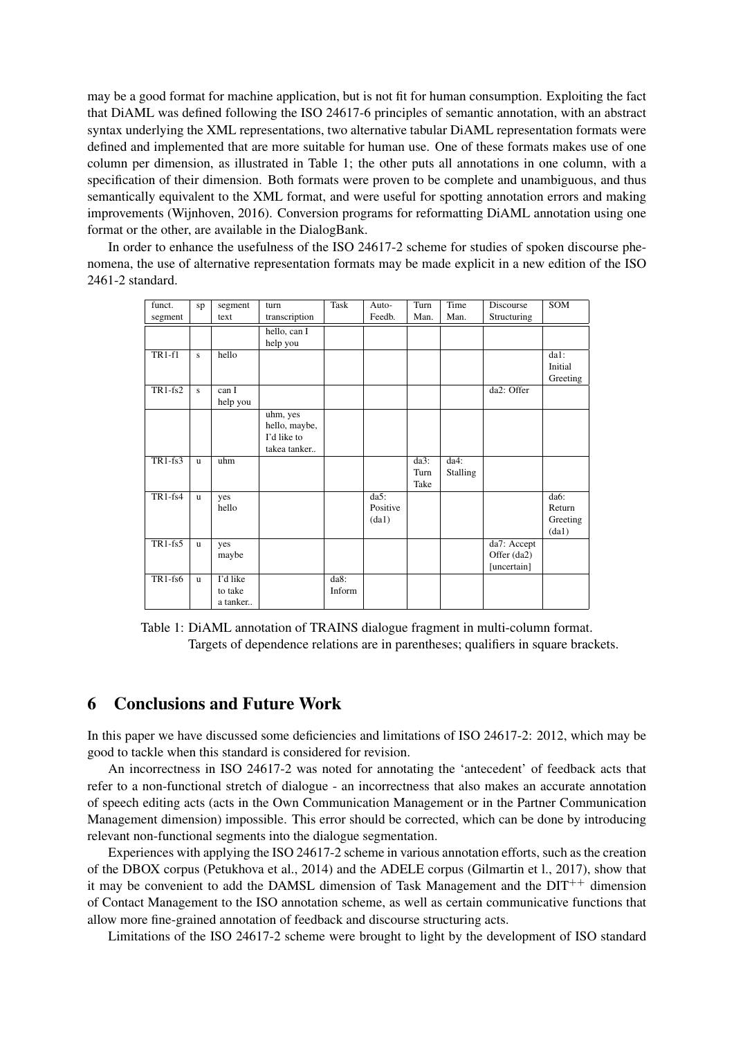may be a good format for machine application, but is not fit for human consumption. Exploiting the fact that DiAML was defined following the ISO 24617-6 principles of semantic annotation, with an abstract syntax underlying the XML representations, two alternative tabular DiAML representation formats were defined and implemented that are more suitable for human use. One of these formats makes use of one column per dimension, as illustrated in Table 1; the other puts all annotations in one column, with a specification of their dimension. Both formats were proven to be complete and unambiguous, and thus semantically equivalent to the XML format, and were useful for spotting annotation errors and making improvements (Wijnhoven, 2016). Conversion programs for reformatting DiAML annotation using one format or the other, are available in the DialogBank.

In order to enhance the usefulness of the ISO 24617-2 scheme for studies of spoken discourse phenomena, the use of alternative representation formats may be made explicit in a new edition of the ISO 2461-2 standard.

| funct. segment | sp | segment text | turn transcription | Task | Auto-Feedb. | Turn Man. | Time Man. | Discourse Structuring | SOM |
|---|---|---|---|---|---|---|---|---|---|
| | | | hello, can I help you | | | | | | |
| TR1-f1 | s | hello | | | | | | | da1: Initial Greeting |
| TR1-fs2 | s | can I help you | | | | | | da2: Offer | |
| | | | uhm, yes hello, maybe, I'd like to takea tanker.. | | | | | | |
| TR1-fs3 | u | uhm | | | | da3: Turn Take | da4: Stalling | | |
| TR1-fs4 | u | yes hello | | | da5: Positive (da1) | | | | da6: Return Greeting (da1) |
| TR1-fs5 | u | yes maybe | | | | | | da7: Accept Offer (da2) [uncertain] | |
| TR1-fs6 | u | I'd like to take a tanker.. | | da8: Inform | | | | | |

Table 1: DiAML annotation of TRAINS dialogue fragment in multi-column format. Targets of dependence relations are in parentheses; qualifiers in square brackets.

## 6 Conclusions and Future Work

In this paper we have discussed some deficiencies and limitations of ISO 24617-2: 2012, which may be good to tackle when this standard is considered for revision.

An incorrectness in ISO 24617-2 was noted for annotating the 'antecedent' of feedback acts that refer to a non-functional stretch of dialogue - an incorrectness that also makes an accurate annotation of speech editing acts (acts in the Own Communication Management or in the Partner Communication Management dimension) impossible. This error should be corrected, which can be done by introducing relevant non-functional segments into the dialogue segmentation.

Experiences with applying the ISO 24617-2 scheme in various annotation efforts, such as the creation of the DBOX corpus (Petukhova et al., 2014) and the ADELE corpus (Gilmartin et l., 2017), show that it may be convenient to add the DAMSL dimension of Task Management and the DIT$^{++}$ dimension of Contact Management to the ISO annotation scheme, as well as certain communicative functions that allow more fine-grained annotation of feedback and discourse structuring acts.

Limitations of the ISO 24617-2 scheme were brought to light by the development of ISO standard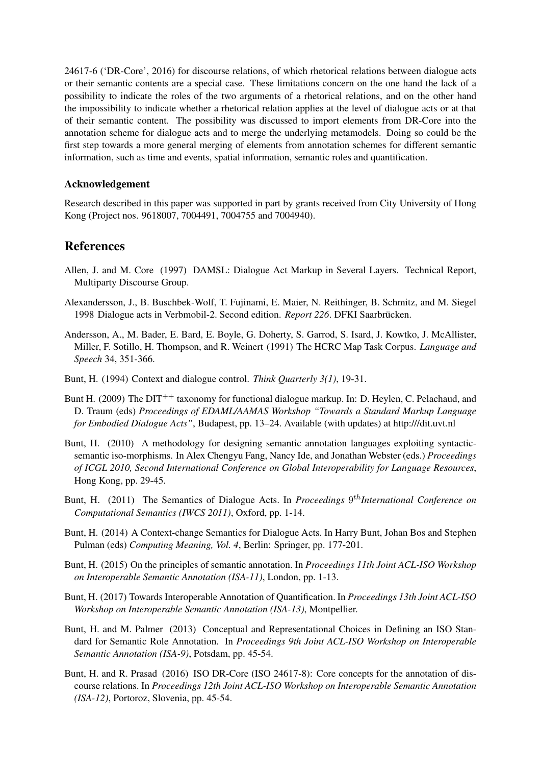24617-6 ('DR-Core', 2016) for discourse relations, of which rhetorical relations between dialogue acts or their semantic contents are a special case. These limitations concern on the one hand the lack of a possibility to indicate the roles of the two arguments of a rhetorical relations, and on the other hand the impossibility to indicate whether a rhetorical relation applies at the level of dialogue acts or at that of their semantic content. The possibility was discussed to import elements from DR-Core into the annotation scheme for dialogue acts and to merge the underlying metamodels. Doing so could be the first step towards a more general merging of elements from annotation schemes for different semantic information, such as time and events, spatial information, semantic roles and quantification.

### Acknowledgement

Research described in this paper was supported in part by grants received from City University of Hong Kong (Project nos. 9618007, 7004491, 7004755 and 7004940).

## References

Allen, J. and M. Core (1997) DAMSL: Dialogue Act Markup in Several Layers. Technical Report, Multiparty Discourse Group.

Alexandersson, J., B. Buschbek-Wolf, T. Fujinami, E. Maier, N. Reithinger, B. Schmitz, and M. Siegel 1998 Dialogue acts in Verbmobil-2. Second edition. *Report 226*. DFKI Saarbrücken.

Andersson, A., M. Bader, E. Bard, E. Boyle, G. Doherty, S. Garrod, S. Isard, J. Kowtko, J. McAllister, Miller, F. Sotillo, H. Thompson, and R. Weinert (1991) The HCRC Map Task Corpus. *Language and Speech* 34, 351-366.

Bunt, H. (1994) Context and dialogue control. *Think Quarterly 3(1)*, 19-31.

Bunt H. (2009) The DIT$^{++}$ taxonomy for functional dialogue markup. In: D. Heylen, C. Pelachaud, and D. Traum (eds) *Proceedings of EDAML/AAMAS Workshop "Towards a Standard Markup Language for Embodied Dialogue Acts"*, Budapest, pp. 13–24. Available (with updates) at http:///dit.uvt.nl

Bunt, H. (2010) A methodology for designing semantic annotation languages exploiting syntactic-semantic iso-morphisms. In Alex Chengyu Fang, Nancy Ide, and Jonathan Webster (eds.) *Proceedings of ICGL 2010, Second International Conference on Global Interoperability for Language Resources*, Hong Kong, pp. 29-45.

Bunt, H. (2011) The Semantics of Dialogue Acts. In *Proceedings* 9$^{th}$*International Conference on Computational Semantics (IWCS 2011)*, Oxford, pp. 1-14.

Bunt, H. (2014) A Context-change Semantics for Dialogue Acts. In Harry Bunt, Johan Bos and Stephen Pulman (eds) *Computing Meaning, Vol. 4*, Berlin: Springer, pp. 177-201.

Bunt, H. (2015) On the principles of semantic annotation. In *Proceedings 11th Joint ACL-ISO Workshop on Interoperable Semantic Annotation (ISA-11)*, London, pp. 1-13.

Bunt, H. (2017) Towards Interoperable Annotation of Quantification. In *Proceedings 13th Joint ACL-ISO Workshop on Interoperable Semantic Annotation (ISA-13)*, Montpellier.

Bunt, H. and M. Palmer (2013) Conceptual and Representational Choices in Defining an ISO Standard for Semantic Role Annotation. In *Proceedings 9th Joint ACL-ISO Workshop on Interoperable Semantic Annotation (ISA-9)*, Potsdam, pp. 45-54.

Bunt, H. and R. Prasad (2016) ISO DR-Core (ISO 24617-8): Core concepts for the annotation of discourse relations. In *Proceedings 12th Joint ACL-ISO Workshop on Interoperable Semantic Annotation (ISA-12)*, Portoroz, Slovenia, pp. 45-54.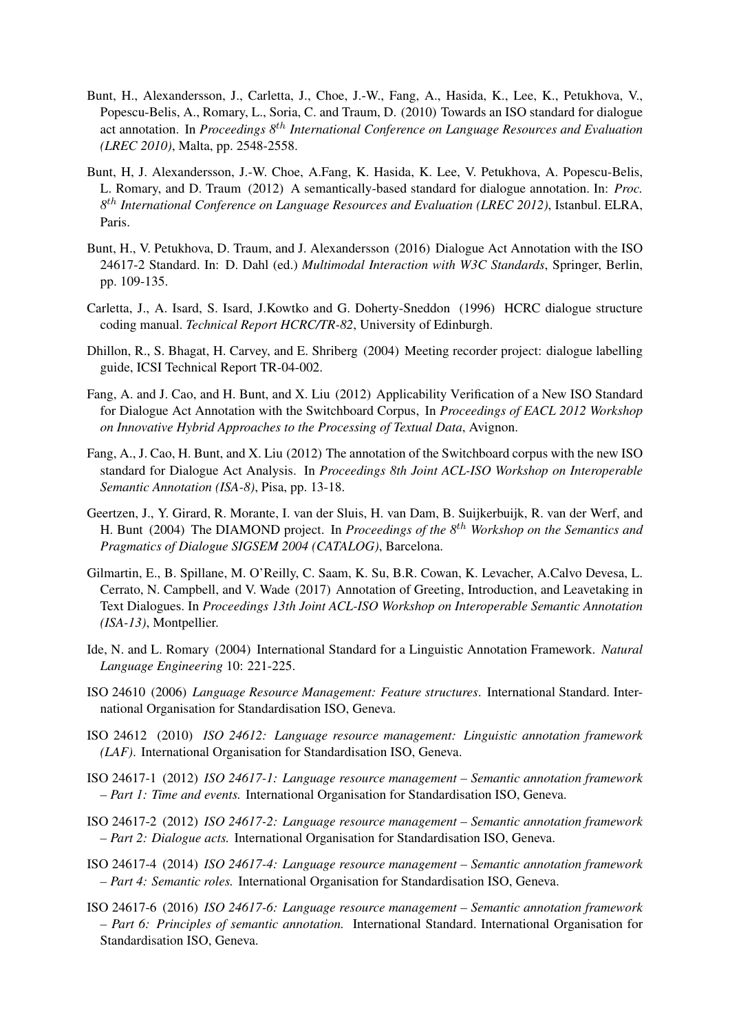Bunt, H., Alexandersson, J., Carletta, J., Choe, J.-W., Fang, A., Hasida, K., Lee, K., Petukhova, V., Popescu-Belis, A., Romary, L., Soria, C. and Traum, D. (2010) Towards an ISO standard for dialogue act annotation. In *Proceedings 8$^{th}$ International Conference on Language Resources and Evaluation (LREC 2010)*, Malta, pp. 2548-2558.

Bunt, H, J. Alexandersson, J.-W. Choe, A.Fang, K. Hasida, K. Lee, V. Petukhova, A. Popescu-Belis, L. Romary, and D. Traum (2012) A semantically-based standard for dialogue annotation. In: *Proc. 8$^{th}$ International Conference on Language Resources and Evaluation (LREC 2012)*, Istanbul. ELRA, Paris.

Bunt, H., V. Petukhova, D. Traum, and J. Alexandersson (2016) Dialogue Act Annotation with the ISO 24617-2 Standard. In: D. Dahl (ed.) *Multimodal Interaction with W3C Standards*, Springer, Berlin, pp. 109-135.

Carletta, J., A. Isard, S. Isard, J.Kowtko and G. Doherty-Sneddon (1996) HCRC dialogue structure coding manual. *Technical Report HCRC/TR-82*, University of Edinburgh.

Dhillon, R., S. Bhagat, H. Carvey, and E. Shriberg (2004) Meeting recorder project: dialogue labelling guide, ICSI Technical Report TR-04-002.

Fang, A. and J. Cao, and H. Bunt, and X. Liu (2012) Applicability Verification of a New ISO Standard for Dialogue Act Annotation with the Switchboard Corpus, In *Proceedings of EACL 2012 Workshop on Innovative Hybrid Approaches to the Processing of Textual Data*, Avignon.

Fang, A., J. Cao, H. Bunt, and X. Liu (2012) The annotation of the Switchboard corpus with the new ISO standard for Dialogue Act Analysis. In *Proceedings 8th Joint ACL-ISO Workshop on Interoperable Semantic Annotation (ISA-8)*, Pisa, pp. 13-18.

Geertzen, J., Y. Girard, R. Morante, I. van der Sluis, H. van Dam, B. Suijkerbuijk, R. van der Werf, and H. Bunt (2004) The DIAMOND project. In *Proceedings of the 8$^{th}$ Workshop on the Semantics and Pragmatics of Dialogue SIGSEM 2004 (CATALOG)*, Barcelona.

Gilmartin, E., B. Spillane, M. O'Reilly, C. Saam, K. Su, B.R. Cowan, K. Levacher, A.Calvo Devesa, L. Cerrato, N. Campbell, and V. Wade (2017) Annotation of Greeting, Introduction, and Leavetaking in Text Dialogues. In *Proceedings 13th Joint ACL-ISO Workshop on Interoperable Semantic Annotation (ISA-13)*, Montpellier.

Ide, N. and L. Romary (2004) International Standard for a Linguistic Annotation Framework. *Natural Language Engineering* 10: 221-225.

ISO 24610 (2006) *Language Resource Management: Feature structures*. International Standard. International Organisation for Standardisation ISO, Geneva.

ISO 24612 (2010) *ISO 24612: Language resource management: Linguistic annotation framework (LAF).* International Organisation for Standardisation ISO, Geneva.

ISO 24617-1 (2012) *ISO 24617-1: Language resource management – Semantic annotation framework – Part 1: Time and events.* International Organisation for Standardisation ISO, Geneva.

ISO 24617-2 (2012) *ISO 24617-2: Language resource management – Semantic annotation framework – Part 2: Dialogue acts.* International Organisation for Standardisation ISO, Geneva.

ISO 24617-4 (2014) *ISO 24617-4: Language resource management – Semantic annotation framework – Part 4: Semantic roles.* International Organisation for Standardisation ISO, Geneva.

ISO 24617-6 (2016) *ISO 24617-6: Language resource management – Semantic annotation framework – Part 6: Principles of semantic annotation.* International Standard. International Organisation for Standardisation ISO, Geneva.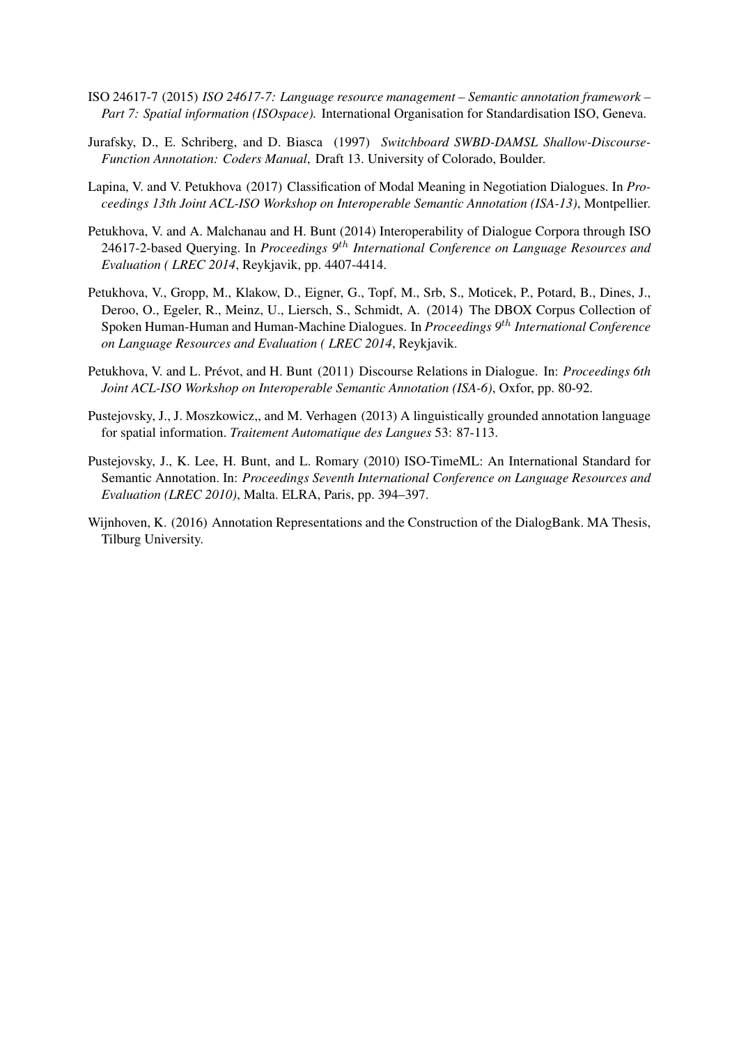ISO 24617-7 (2015) *ISO 24617-7: Language resource management – Semantic annotation framework – Part 7: Spatial information (ISOspace).* International Organisation for Standardisation ISO, Geneva.

Jurafsky, D., E. Schriberg, and D. Biasca (1997) *Switchboard SWBD-DAMSL Shallow-Discourse-Function Annotation: Coders Manual*, Draft 13. University of Colorado, Boulder.

Lapina, V. and V. Petukhova (2017) Classification of Modal Meaning in Negotiation Dialogues. In *Proceedings 13th Joint ACL-ISO Workshop on Interoperable Semantic Annotation (ISA-13)*, Montpellier.

Petukhova, V. and A. Malchanau and H. Bunt (2014) Interoperability of Dialogue Corpora through ISO 24617-2-based Querying. In *Proceedings 9$^{th}$ International Conference on Language Resources and Evaluation ( LREC 2014*, Reykjavik, pp. 4407-4414.

Petukhova, V., Gropp, M., Klakow, D., Eigner, G., Topf, M., Srb, S., Moticek, P., Potard, B., Dines, J., Deroo, O., Egeler, R., Meinz, U., Liersch, S., Schmidt, A. (2014) The DBOX Corpus Collection of Spoken Human-Human and Human-Machine Dialogues. In *Proceedings 9$^{th}$ International Conference on Language Resources and Evaluation ( LREC 2014*, Reykjavik.

Petukhova, V. and L. Prévot, and H. Bunt (2011) Discourse Relations in Dialogue. In: *Proceedings 6th Joint ACL-ISO Workshop on Interoperable Semantic Annotation (ISA-6)*, Oxfor, pp. 80-92.

Pustejovsky, J., J. Moszkowicz,, and M. Verhagen (2013) A linguistically grounded annotation language for spatial information. *Traitement Automatique des Langues* 53: 87-113.

Pustejovsky, J., K. Lee, H. Bunt, and L. Romary (2010) ISO-TimeML: An International Standard for Semantic Annotation. In: *Proceedings Seventh International Conference on Language Resources and Evaluation (LREC 2010)*, Malta. ELRA, Paris, pp. 394–397.

Wijnhoven, K. (2016) Annotation Representations and the Construction of the DialogBank. MA Thesis, Tilburg University.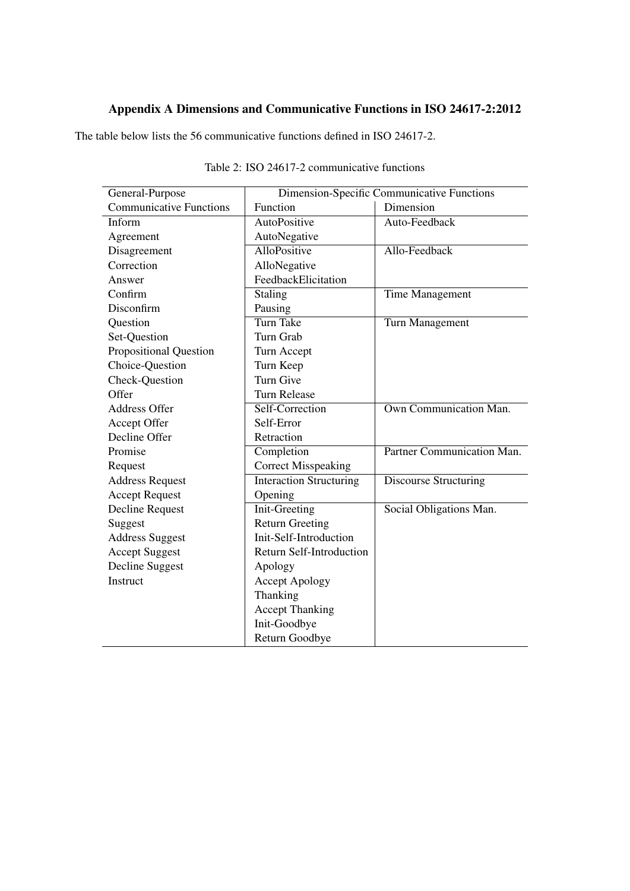## Appendix A Dimensions and Communicative Functions in ISO 24617-2:2012

The table below lists the 56 communicative functions defined in ISO 24617-2.

Table 2: ISO 24617-2 communicative functions

| General-Purpose | Dimension-Specific Communicative Functions | |
|---|---|---|
| Communicative Functions | Function | Dimension |
| Inform | AutoPositive | Auto-Feedback |
| Agreement | AutoNegative | |
| Disagreement | AlloPositive | Allo-Feedback |
| Correction | AlloNegative | |
| Answer | FeedbackElicitation | |
| Confirm | Staling | Time Management |
| Disconfirm | Pausing | |
| Question | Turn Take | Turn Management |
| Set-Question | Turn Grab | |
| Propositional Question | Turn Accept | |
| Choice-Question | Turn Keep | |
| Check-Question | Turn Give | |
| Offer | Turn Release | |
| Address Offer | Self-Correction | Own Communication Man. |
| Accept Offer | Self-Error | |
| Decline Offer | Retraction | |
| Promise | Completion | Partner Communication Man. |
| Request | Correct Misspeaking | |
| Address Request | Interaction Structuring | Discourse Structuring |
| Accept Request | Opening | |
| Decline Request | Init-Greeting | Social Obligations Man. |
| Suggest | Return Greeting | |
| Address Suggest | Init-Self-Introduction | |
| Accept Suggest | Return Self-Introduction | |
| Decline Suggest | Apology | |
| Instruct | Accept Apology | |
| | Thanking | |
| | Accept Thanking | |
| | Init-Goodbye | |
| | Return Goodbye | |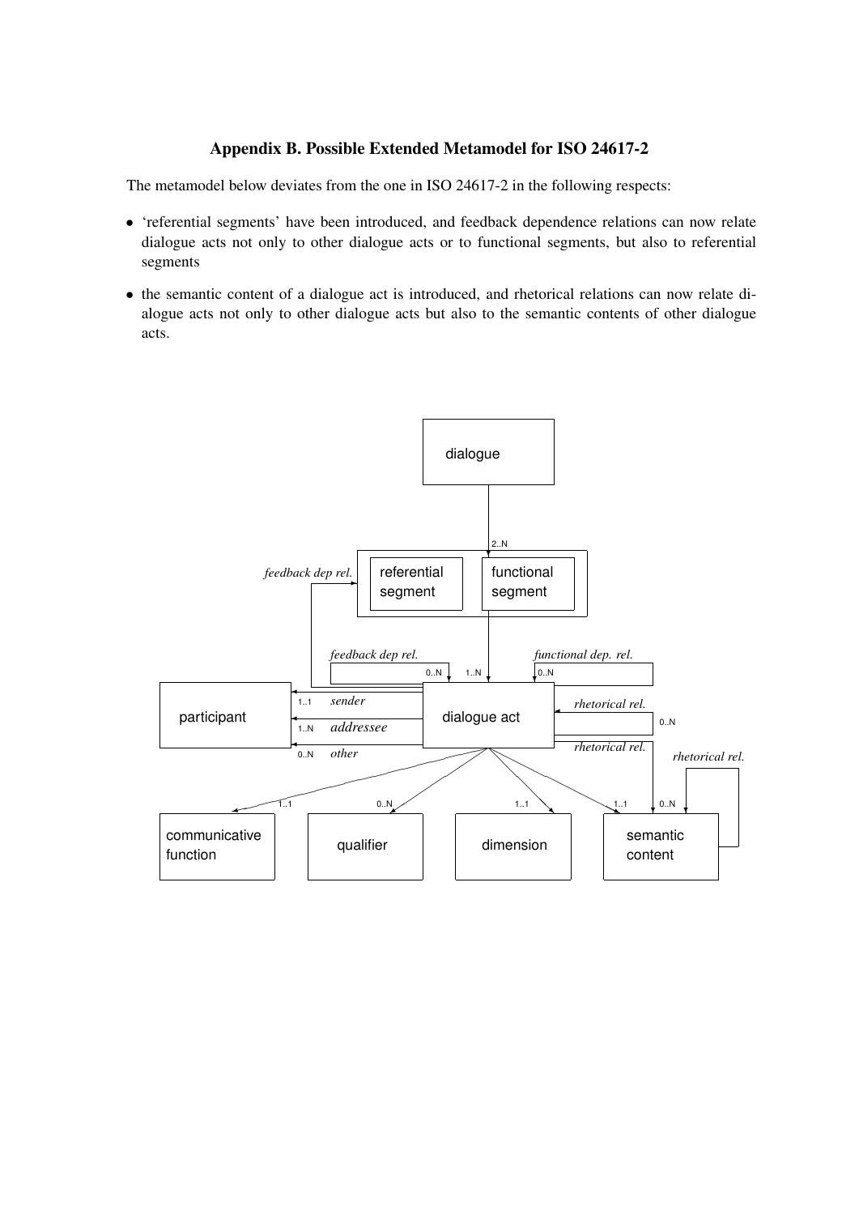### Appendix B. Possible Extended Metamodel for ISO 24617-2

The metamodel below deviates from the one in ISO 24617-2 in the following respects:

- 'referential segments' have been introduced, and feedback dependence relations can now relate dialogue acts not only to other dialogue acts or to functional segments, but also to referential segments
- the semantic content of a dialogue act is introduced, and rhetorical relations can now relate dialogue acts not only to other dialogue acts but also to the semantic contents of other dialogue acts.

dialogue

2..N

*feedback dep rel.*

referential segment

functional segment

*feedback dep rel.*

0..N

1..N

*functional dep. rel.*

0..N

participant

1..1 *sender*

1..N *addressee*

0..N *other*

dialogue act

*rhetorical rel.*

0..N

*rhetorical rel.*

*rhetorical rel.*

1..1

0..N

1..1

1..1

0..N

communicative function

qualifier

dimension

semantic content